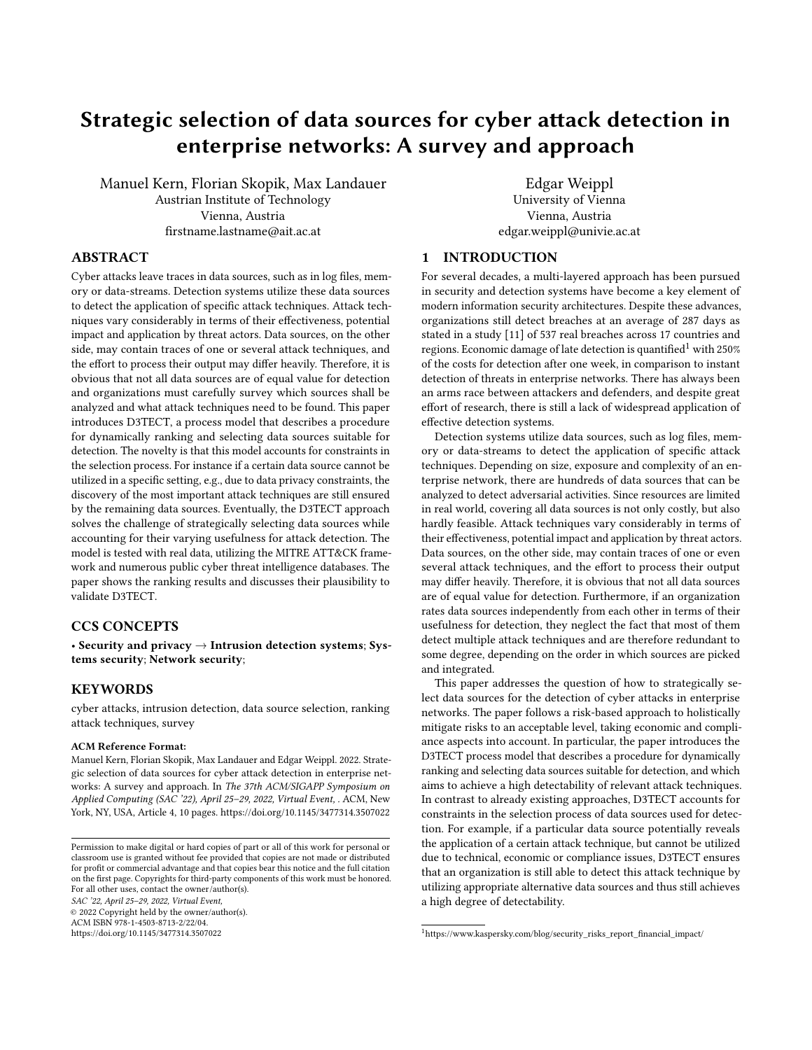# Strategic selection of data sources for cyber attack detection in enterprise networks: A survey and approach

Manuel Kern, Florian Skopik, Max Landauer
Austrian Institute of Technology
Vienna, Austria
firstname.lastname@ait.ac.at

Edgar Weippl
University of Vienna
Vienna, Austria
edgar.weippl@univie.ac.at

## ABSTRACT

Cyber attacks leave traces in data sources, such as in log files, memory or data-streams. Detection systems utilize these data sources to detect the application of specific attack techniques. Attack techniques vary considerably in terms of their effectiveness, potential impact and application by threat actors. Data sources, on the other side, may contain traces of one or several attack techniques, and the effort to process their output may differ heavily. Therefore, it is obvious that not all data sources are of equal value for detection and organizations must carefully survey which sources shall be analyzed and what attack techniques need to be found. This paper introduces D3TECT, a process model that describes a procedure for dynamically ranking and selecting data sources suitable for detection. The novelty is that this model accounts for constraints in the selection process. For instance if a certain data source cannot be utilized in a specific setting, e.g., due to data privacy constraints, the discovery of the most important attack techniques are still ensured by the remaining data sources. Eventually, the D3TECT approach solves the challenge of strategically selecting data sources while accounting for their varying usefulness for attack detection. The model is tested with real data, utilizing the MITRE ATT&CK framework and numerous public cyber threat intelligence databases. The paper shows the ranking results and discusses their plausibility to validate D3TECT.

## CCS CONCEPTS

• **Security and privacy** → **Intrusion detection systems**; **Systems security**; **Network security**;

## KEYWORDS

cyber attacks, intrusion detection, data source selection, ranking attack techniques, survey

**ACM Reference Format:**
Manuel Kern, Florian Skopik, Max Landauer and Edgar Weippl. 2022. Strategic selection of data sources for cyber attack detection in enterprise networks: A survey and approach. In *The 37th ACM/SIGAPP Symposium on Applied Computing (SAC '22), April 25–29, 2022, Virtual Event,* . ACM, New York, NY, USA, Article 4, 10 pages. https://doi.org/10.1145/3477314.3507022

Permission to make digital or hard copies of part or all of this work for personal or classroom use is granted without fee provided that copies are not made or distributed for profit or commercial advantage and that copies bear this notice and the full citation on the first page. Copyrights for third-party components of this work must be honored. For all other uses, contact the owner/author(s).
*SAC '22, April 25–29, 2022, Virtual Event,*
© 2022 Copyright held by the owner/author(s).
ACM ISBN 978-1-4503-8713-2/22/04.
https://doi.org/10.1145/3477314.3507022

## 1 INTRODUCTION

For several decades, a multi-layered approach has been pursued in security and detection systems have become a key element of modern information security architectures. Despite these advances, organizations still detect breaches at an average of 287 days as stated in a study [11] of 537 real breaches across 17 countries and regions. Economic damage of late detection is quantified[1] with 250% of the costs for detection after one week, in comparison to instant detection of threats in enterprise networks. There has always been an arms race between attackers and defenders, and despite great effort of research, there is still a lack of widespread application of effective detection systems.

Detection systems utilize data sources, such as log files, memory or data-streams to detect the application of specific attack techniques. Depending on size, exposure and complexity of an enterprise network, there are hundreds of data sources that can be analyzed to detect adversarial activities. Since resources are limited in real world, covering all data sources is not only costly, but also hardly feasible. Attack techniques vary considerably in terms of their effectiveness, potential impact and application by threat actors. Data sources, on the other side, may contain traces of one or even several attack techniques, and the effort to process their output may differ heavily. Therefore, it is obvious that not all data sources are of equal value for detection. Furthermore, if an organization rates data sources independently from each other in terms of their usefulness for detection, they neglect the fact that most of them detect multiple attack techniques and are therefore redundant to some degree, depending on the order in which sources are picked and integrated.

This paper addresses the question of how to strategically select data sources for the detection of cyber attacks in enterprise networks. The paper follows a risk-based approach to holistically mitigate risks to an acceptable level, taking economic and compliance aspects into account. In particular, the paper introduces the D3TECT process model that describes a procedure for dynamically ranking and selecting data sources suitable for detection, and which aims to achieve a high detectability of relevant attack techniques. In contrast to already existing approaches, D3TECT accounts for constraints in the selection process of data sources used for detection. For example, if a particular data source potentially reveals the application of a certain attack technique, but cannot be utilized due to technical, economic or compliance issues, D3TECT ensures that an organization is still able to detect this attack technique by utilizing appropriate alternative data sources and thus still achieves a high degree of detectability.

[1] https://www.kaspersky.com/blog/security_risks_report_financial_impact/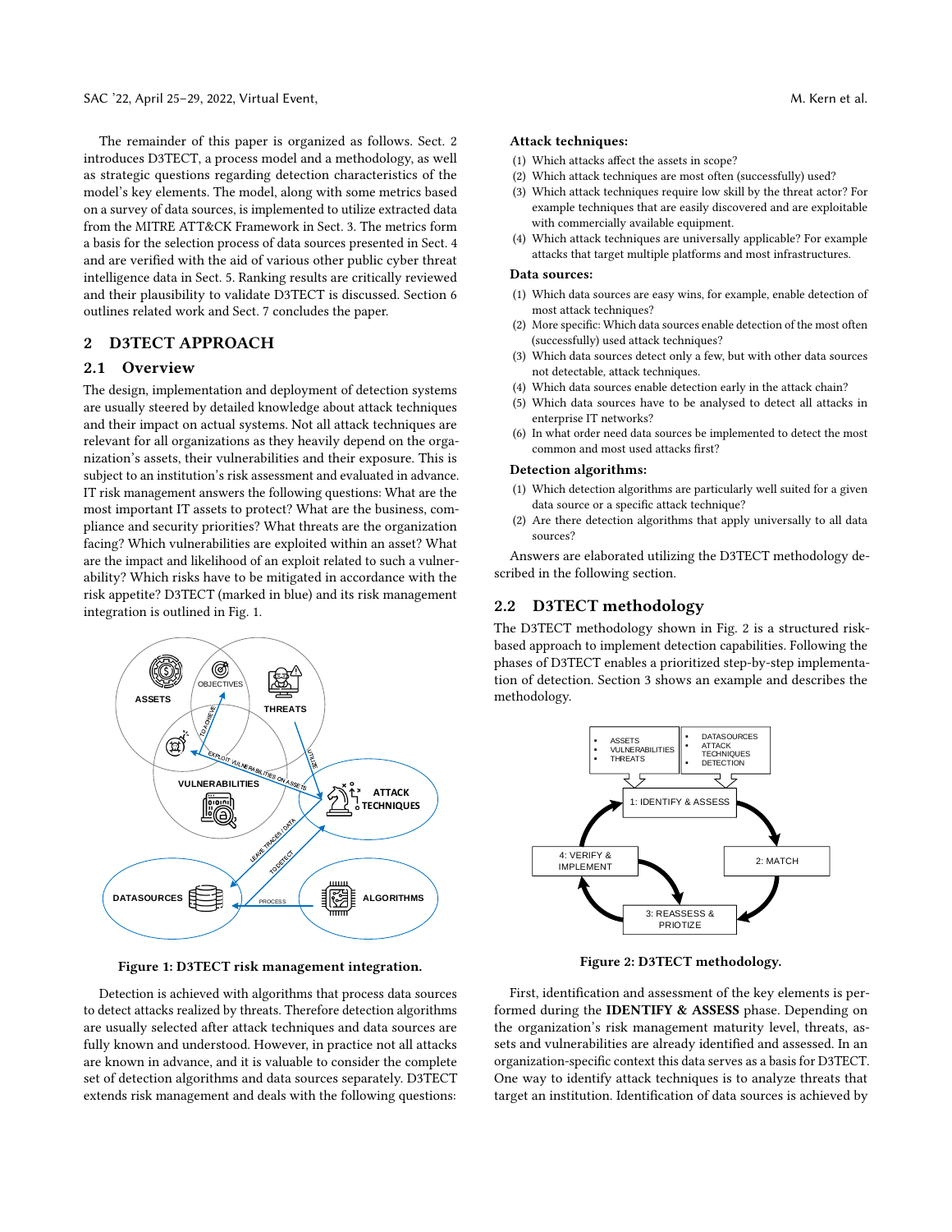The remainder of this paper is organized as follows. Sect. 2 introduces D3TECT, a process model and a methodology, as well as strategic questions regarding detection characteristics of the model's key elements. The model, along with some metrics based on a survey of data sources, is implemented to utilize extracted data from the MITRE ATT&CK Framework in Sect. 3. The metrics form a basis for the selection process of data sources presented in Sect. 4 and are verified with the aid of various other public cyber threat intelligence data in Sect. 5. Ranking results are critically reviewed and their plausibility to validate D3TECT is discussed. Section 6 outlines related work and Sect. 7 concludes the paper.

## 2 D3TECT APPROACH

### 2.1 Overview

The design, implementation and deployment of detection systems are usually steered by detailed knowledge about attack techniques and their impact on actual systems. Not all attack techniques are relevant for all organizations as they heavily depend on the organization's assets, their vulnerabilities and their exposure. This is subject to an institution's risk assessment and evaluated in advance. IT risk management answers the following questions: What are the most important IT assets to protect? What are the business, compliance and security priorities? What threats are the organization facing? Which vulnerabilities are exploited within an asset? What are the impact and likelihood of an exploit related to such a vulnerability? Which risks have to be mitigated in accordance with the risk appetite? D3TECT (marked in blue) and its risk management integration is outlined in Fig. 1.

Figure 1: D3TECT risk management integration.

Detection is achieved with algorithms that process data sources to detect attacks realized by threats. Therefore detection algorithms are usually selected after attack techniques and data sources are fully known and understood. However, in practice not all attacks are known in advance, and it is valuable to consider the complete set of detection algorithms and data sources separately. D3TECT extends risk management and deals with the following questions:

**Attack techniques:**

(1) Which attacks affect the assets in scope?
(2) Which attack techniques are most often (successfully) used?
(3) Which attack techniques require low skill by the threat actor? For example techniques that are easily discovered and are exploitable with commercially available equipment.
(4) Which attack techniques are universally applicable? For example attacks that target multiple platforms and most infrastructures.

**Data sources:**

(1) Which data sources are easy wins, for example, enable detection of most attack techniques?
(2) More specific: Which data sources enable detection of the most often (successfully) used attack techniques?
(3) Which data sources detect only a few, but with other data sources not detectable, attack techniques.
(4) Which data sources enable detection early in the attack chain?
(5) Which data sources have to be analysed to detect all attacks in enterprise IT networks?
(6) In what order need data sources be implemented to detect the most common and most used attacks first?

**Detection algorithms:**

(1) Which detection algorithms are particularly well suited for a given data source or a specific attack technique?
(2) Are there detection algorithms that apply universally to all data sources?

Answers are elaborated utilizing the D3TECT methodology described in the following section.

### 2.2 D3TECT methodology

The D3TECT methodology shown in Fig. 2 is a structured risk-based approach to implement detection capabilities. Following the phases of D3TECT enables a prioritized step-by-step implementation of detection. Section 3 shows an example and describes the methodology.

Figure 2: D3TECT methodology.

First, identification and assessment of the key elements is performed during the **IDENTIFY & ASSESS** phase. Depending on the organization's risk management maturity level, threats, assets and vulnerabilities are already identified and assessed. In an organization-specific context this data serves as a basis for D3TECT. One way to identify attack techniques is to analyze threats that target an institution. Identification of data sources is achieved by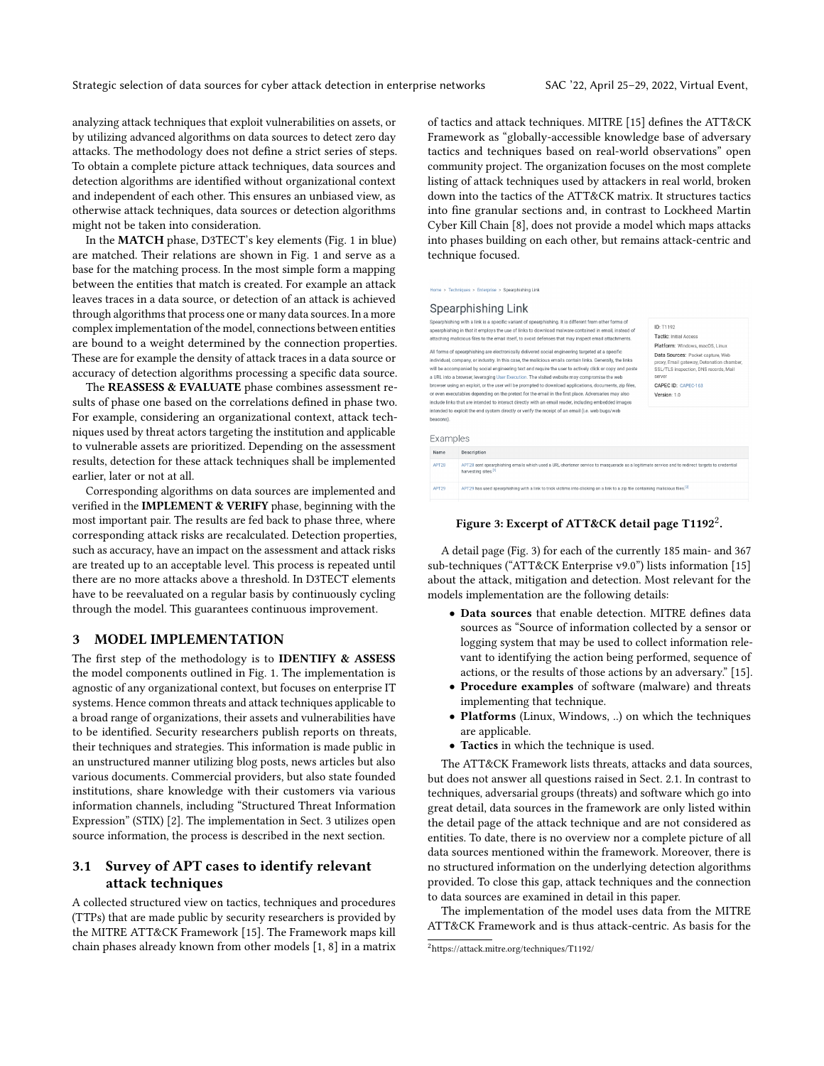analyzing attack techniques that exploit vulnerabilities on assets, or by utilizing advanced algorithms on data sources to detect zero day attacks. The methodology does not define a strict series of steps. To obtain a complete picture attack techniques, data sources and detection algorithms are identified without organizational context and independent of each other. This ensures an unbiased view, as otherwise attack techniques, data sources or detection algorithms might not be taken into consideration.

In the **MATCH** phase, D3TECT's key elements (Fig. 1 in blue) are matched. Their relations are shown in Fig. 1 and serve as a base for the matching process. In the most simple form a mapping between the entities that match is created. For example an attack leaves traces in a data source, or detection of an attack is achieved through algorithms that process one or many data sources. In a more complex implementation of the model, connections between entities are bound to a weight determined by the connection properties. These are for example the density of attack traces in a data source or accuracy of detection algorithms processing a specific data source.

The **REASSESS & EVALUATE** phase combines assessment results of phase one based on the correlations defined in phase two. For example, considering an organizational context, attack techniques used by threat actors targeting the institution and applicable to vulnerable assets are prioritized. Depending on the assessment results, detection for these attack techniques shall be implemented earlier, later or not at all.

Corresponding algorithms on data sources are implemented and verified in the **IMPLEMENT & VERIFY** phase, beginning with the most important pair. The results are fed back to phase three, where corresponding attack risks are recalculated. Detection properties, such as accuracy, have an impact on the assessment and attack risks are treated up to an acceptable level. This process is repeated until there are no more attacks above a threshold. In D3TECT elements have to be reevaluated on a regular basis by continuously cycling through the model. This guarantees continuous improvement.

## 3 MODEL IMPLEMENTATION

The first step of the methodology is to **IDENTIFY & ASSESS** the model components outlined in Fig. 1. The implementation is agnostic of any organizational context, but focuses on enterprise IT systems. Hence common threats and attack techniques applicable to a broad range of organizations, their assets and vulnerabilities have to be identified. Security researchers publish reports on threats, their techniques and strategies. This information is made public in an unstructured manner utilizing blog posts, news articles but also various documents. Commercial providers, but also state founded institutions, share knowledge with their customers via various information channels, including "Structured Threat Information Expression" (STIX) [2]. The implementation in Sect. 3 utilizes open source information, the process is described in the next section.

### 3.1 Survey of APT cases to identify relevant attack techniques

A collected structured view on tactics, techniques and procedures (TTPs) that are made public by security researchers is provided by the MITRE ATT&CK Framework [15]. The Framework maps kill chain phases already known from other models [1, 8] in a matrix of tactics and attack techniques. MITRE [15] defines the ATT&CK Framework as "globally-accessible knowledge base of adversary tactics and techniques based on real-world observations" open community project. The organization focuses on the most complete listing of attack techniques used by attackers in real world, broken down into the tactics of the ATT&CK matrix. It structures tactics into fine granular sections and, in contrast to Lockheed Martin Cyber Kill Chain [8], does not provide a model which maps attacks into phases building on each other, but remains attack-centric and technique focused.

**Figure 3: Excerpt of ATT&CK detail page T1192[2].**

A detail page (Fig. 3) for each of the currently 185 main- and 367 sub-techniques ("ATT&CK Enterprise v9.0") lists information [15] about the attack, mitigation and detection. Most relevant for the models implementation are the following details:

- **Data sources** that enable detection. MITRE defines data sources as "Source of information collected by a sensor or logging system that may be used to collect information relevant to identifying the action being performed, sequence of actions, or the results of those actions by an adversary." [15].
- **Procedure examples** of software (malware) and threats implementing that technique.
- **Platforms** (Linux, Windows, ..) on which the techniques are applicable.
- **Tactics** in which the technique is used.

The ATT&CK Framework lists threats, attacks and data sources, but does not answer all questions raised in Sect. 2.1. In contrast to techniques, adversarial groups (threats) and software which go into great detail, data sources in the framework are only listed within the detail page of the attack technique and are not considered as entities. To date, there is no overview nor a complete picture of all data sources mentioned within the framework. Moreover, there is no structured information on the underlying detection algorithms provided. To close this gap, attack techniques and the connection to data sources are examined in detail in this paper.

The implementation of the model uses data from the MITRE ATT&CK Framework and is thus attack-centric. As basis for the

[2] https://attack.mitre.org/techniques/T1192/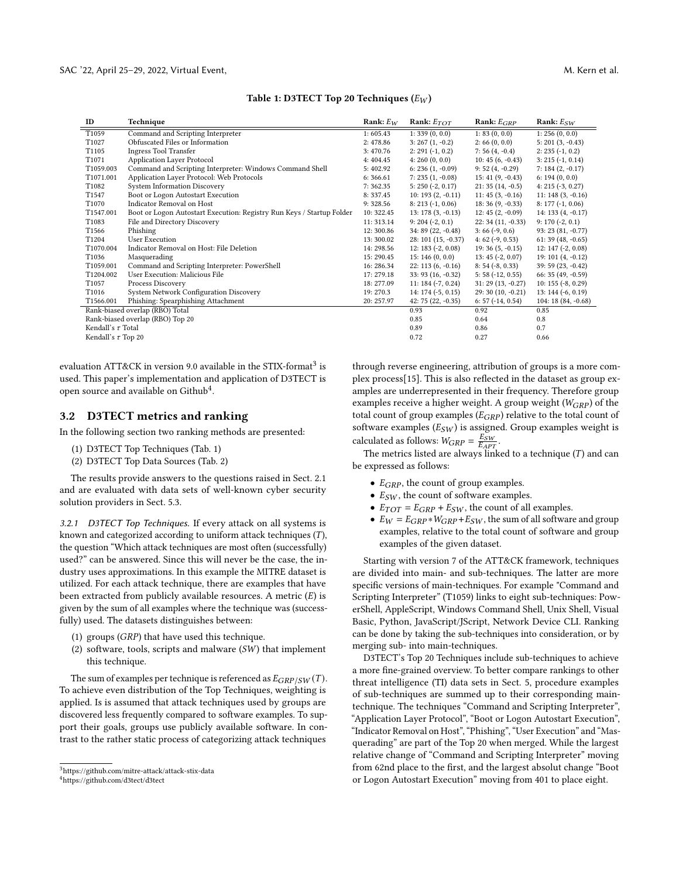**Table 1: D3TECT Top 20 Techniques ($E_W$)**

| ID | Technique | Rank: $E_W$ | Rank: $E_{TOT}$ | Rank: $E_{GRP}$ | Rank: $E_{SW}$ |
|---|---|---|---|---|---|
| T1059 | Command and Scripting Interpreter | 1: 605.43 | 1: 339 (0, 0.0) | 1: 83 (0, 0.0) | 1: 256 (0, 0.0) |
| T1027 | Obfuscated Files or Information | 2: 478.86 | 3: 267 (1, -0.2) | 2: 66 (0, 0.0) | 5: 201 (3, -0.43) |
| T1105 | Ingress Tool Transfer | 3: 470.76 | 2: 291 (-1, 0.2) | 7: 56 (4, -0.4) | 2: 235 (-1, 0.2) |
| T1071 | Application Layer Protocol | 4: 404.45 | 4: 260 (0, 0.0) | 10: 45 (6, -0.43) | 3: 215 (-1, 0.14) |
| T1059.003 | Command and Scripting Interpreter: Windows Command Shell | 5: 402.92 | 6: 236 (1, -0.09) | 9: 52 (4, -0.29) | 7: 184 (2, -0.17) |
| T1071.001 | Application Layer Protocol: Web Protocols | 6: 366.61 | 7: 235 (1, -0.08) | 15: 41 (9, -0.43) | 6: 194 (0, 0.0) |
| T1082 | System Information Discovery | 7: 362.35 | 5: 250 (-2, 0.17) | 21: 35 (14, -0.5) | 4: 215 (-3, 0.27) |
| T1547 | Boot or Logon Autostart Execution | 8: 337.45 | 10: 193 (2, -0.11) | 11: 45 (3, -0.16) | 11: 148 (3, -0.16) |
| T1070 | Indicator Removal on Host | 9: 328.56 | 8: 213 (-1, 0.06) | 18: 36 (9, -0.33) | 8: 177 (-1, 0.06) |
| T1547.001 | Boot or Logon Autostart Execution: Registry Run Keys / Startup Folder | 10: 322.45 | 13: 178 (3, -0.13) | 12: 45 (2, -0.09) | 14: 133 (4, -0.17) |
| T1083 | File and Directory Discovery | 11: 313.14 | 9: 204 (-2, 0.1) | 22: 34 (11, -0.33) | 9: 170 (-2, 0.1) |
| T1566 | Phishing | 12: 300.86 | 34: 89 (22, -0.48) | 3: 66 (-9, 0.6) | 93: 23 (81, -0.77) |
| T1204 | User Execution | 13: 300.02 | 28: 101 (15, -0.37) | 4: 62 (-9, 0.53) | 61: 39 (48, -0.65) |
| T1070.004 | Indicator Removal on Host: File Deletion | 14: 298.56 | 12: 183 (-2, 0.08) | 19: 36 (5, -0.15) | 12: 147 (-2, 0.08) |
| T1036 | Masquerading | 15: 290.45 | 15: 146 (0, 0.0) | 13: 45 (-2, 0.07) | 19: 101 (4, -0.12) |
| T1059.001 | Command and Scripting Interpreter: PowerShell | 16: 286.34 | 22: 113 (6, -0.16) | 8: 54 (-8, 0.33) | 39: 59 (23, -0.42) |
| T1204.002 | User Execution: Malicious File | 17: 279.18 | 33: 93 (16, -0.32) | 5: 58 (-12, 0.55) | 66: 35 (49, -0.59) |
| T1057 | Process Discovery | 18: 277.09 | 11: 184 (-7, 0.24) | 31: 29 (13, -0.27) | 10: 155 (-8, 0.29) |
| T1016 | System Network Configuration Discovery | 19: 270.3 | 14: 174 (-5, 0.15) | 29: 30 (10, -0.21) | 13: 144 (-6, 0.19) |
| T1566.001 | Phishing: Spearphishing Attachment | 20: 257.97 | 42: 75 (22, -0.35) | 6: 57 (-14, 0.54) | 104: 18 (84, -0.68) |
| Rank-biased overlap (RBO) Total | | | 0.93 | 0.92 | 0.85 |
| Rank-biased overlap (RBO) Top 20 | | | 0.85 | 0.64 | 0.8 |
| Kendall's $\tau$ Total | | | 0.89 | 0.86 | 0.7 |
| Kendall's $\tau$ Top 20 | | | 0.72 | 0.27 | 0.66 |

evaluation ATT&CK in version 9.0 available in the STIX-format[3] is used. This paper's implementation and application of D3TECT is open source and available on Github[4].

## 3.2 D3TECT metrics and ranking

In the following section two ranking methods are presented:

(1) D3TECT Top Techniques (Tab. 1)
(2) D3TECT Top Data Sources (Tab. 2)

The results provide answers to the questions raised in Sect. 2.1 and are evaluated with data sets of well-known cyber security solution providers in Sect. 5.3.

*3.2.1 D3TECT Top Techniques.* If every attack on all systems is known and categorized according to uniform attack techniques ($T$), the question "Which attack techniques are most often (successfully) used?" can be answered. Since this will never be the case, the industry uses approximations. In this example the MITRE dataset is utilized. For each attack technique, there are examples that have been extracted from publicly available resources. A metric ($E$) is given by the sum of all examples where the technique was (successfully) used. The datasets distinguishes between:

(1) groups ($GRP$) that have used this technique.
(2) software, tools, scripts and malware ($SW$) that implement this technique.

The sum of examples per technique is referenced as $E_{GRP/SW}(T)$. To achieve even distribution of the Top Techniques, weighting is applied. Is is assumed that attack techniques used by groups are discovered less frequently compared to software examples. To support their goals, groups use publicly available software. In contrast to the rather static process of categorizing attack techniques through reverse engineering, attribution of groups is a more complex process[15]. This is also reflected in the dataset as group examples are underrepresented in their frequency. Therefore group examples receive a higher weight. A group weight ($W_{GRP}$) of the total count of group examples ($E_{GRP}$) relative to the total count of software examples ($E_{SW}$) is assigned. Group examples weight is calculated as follows: $W_{GRP} = \frac{E_{SW}}{E_{APT}}$.

The metrics listed are always linked to a technique ($T$) and can be expressed as follows:

- $E_{GRP}$, the count of group examples.
- $E_{SW}$, the count of software examples.
- $E_{TOT} = E_{GRP} + E_{SW}$, the count of all examples.
- $E_W = E_{GRP} * W_{GRP} + E_{SW}$, the sum of all software and group examples, relative to the total count of software and group examples of the given dataset.

Starting with version 7 of the ATT&CK framework, techniques are divided into main- and sub-techniques. The latter are more specific versions of main-techniques. For example "Command and Scripting Interpreter" (T1059) links to eight sub-techniques: PowerShell, AppleScript, Windows Command Shell, Unix Shell, Visual Basic, Python, JavaScript/JScript, Network Device CLI. Ranking can be done by taking the sub-techniques into consideration, or by merging sub- into main-techniques.

D3TECT's Top 20 Techniques include sub-techniques to achieve a more fine-grained overview. To better compare rankings to other threat intelligence (TI) data sets in Sect. 5, procedure examples of sub-techniques are summed up to their corresponding main-technique. The techniques "Command and Scripting Interpreter", "Application Layer Protocol", "Boot or Logon Autostart Execution", "Indicator Removal on Host", "Phishing", "User Execution" and "Masquerading" are part of the Top 20 when merged. While the largest relative change of "Command and Scripting Interpreter" moving from 62nd place to the first, and the largest absolut change "Boot or Logon Autostart Execution" moving from 401 to place eight.

[3] https://github.com/mitre-attack/attack-stix-data
[4] https://github.com/d3tect/d3tect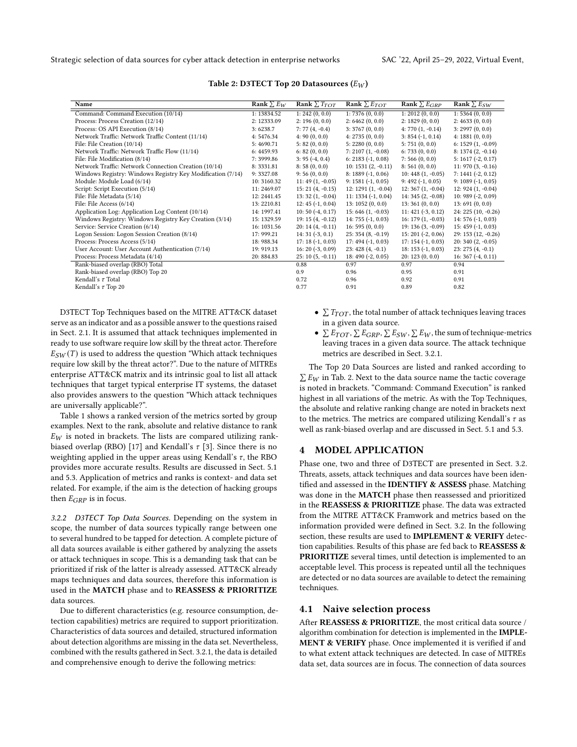**Table 2: D3TECT Top 20 Datasources ($E_W$)**

| Name | Rank $\sum E_W$ | Rank $\sum T_{TOT}$ | Rank $\sum E_{TOT}$ | Rank $\sum E_{GRP}$ | Rank $\sum E_{SW}$ |
|---|---|---|---|---|---|
| Command: Command Execution (10/14) | 1: 13834.52 | 1: 242 (0, 0.0) | 1: 7376 (0, 0.0) | 1: 2012 (0, 0.0) | 1: 5364 (0, 0.0) |
| Process: Process Creation (12/14) | 2: 12333.09 | 2: 196 (0, 0.0) | 2: 6462 (0, 0.0) | 2: 1829 (0, 0.0) | 2: 4633 (0, 0.0) |
| Process: OS API Execution (8/14) | 3: 6238.7 | 7: 77 (4, -0.4) | 3: 3767 (0, 0.0) | 4: 770 (1, -0.14) | 3: 2997 (0, 0.0) |
| Network Traffic: Network Traffic Content (11/14) | 4: 5476.34 | 4: 90 (0, 0.0) | 4: 2735 (0, 0.0) | 3: 854 (-1, 0.14) | 4: 1881 (0, 0.0) |
| File: File Creation (10/14) | 5: 4690.71 | 5: 82 (0, 0.0) | 5: 2280 (0, 0.0) | 5: 751 (0, 0.0) | 6: 1529 (1, -0.09) |
| Network Traffic: Network Traffic Flow (11/14) | 6: 4459.93 | 6: 82 (0, 0.0) | 7: 2107 (1, -0.08) | 6: 733 (0, 0.0) | 8: 1374 (2, -0.14) |
| File: File Modification (8/14) | 7: 3999.86 | 3: 95 (-4, 0.4) | 6: 2183 (-1, 0.08) | 7: 566 (0, 0.0) | 5: 1617 (-2, 0.17) |
| Network Traffic: Network Connection Creation (10/14) | 8: 3331.81 | 8: 58 (0, 0.0) | 10: 1531 (2, -0.11) | 8: 561 (0, 0.0) | 11: 970 (3, -0.16) |
| Windows Registry: Windows Registry Key Modification (7/14) | 9: 3327.08 | 9: 56 (0, 0.0) | 8: 1889 (-1, 0.06) | 10: 448 (1, -0.05) | 7: 1441 (-2, 0.12) |
| Module: Module Load (6/14) | 10: 3160.32 | 11: 49 (1, -0.05) | 9: 1581 (-1, 0.05) | 9: 492 (-1, 0.05) | 9: 1089 (-1, 0.05) |
| Script: Script Execution (5/14) | 11: 2469.07 | 15: 21 (4, -0.15) | 12: 1291 (1, -0.04) | 12: 367 (1, -0.04) | 12: 924 (1, -0.04) |
| File: File Metadata (5/14) | 12: 2441.45 | 13: 32 (1, -0.04) | 11: 1334 (-1, 0.04) | 14: 345 (2, -0.08) | 10: 989 (-2, 0.09) |
| File: File Access (6/14) | 13: 2210.81 | 12: 45 (-1, 0.04) | 13: 1052 (0, 0.0) | 13: 361 (0, 0.0) | 13: 691 (0, 0.0) |
| Application Log: Application Log Content (10/14) | 14: 1997.41 | 10: 50 (-4, 0.17) | 15: 646 (1, -0.03) | 11: 421 (-3, 0.12) | 24: 225 (10, -0.26) |
| Windows Registry: Windows Registry Key Creation (3/14) | 15: 1329.59 | 19: 15 (4, -0.12) | 14: 755 (-1, 0.03) | 16: 179 (1, -0.03) | 14: 576 (-1, 0.03) |
| Service: Service Creation (6/14) | 16: 1031.56 | 20: 14 (4, -0.11) | 16: 595 (0, 0.0) | 19: 136 (3, -0.09) | 15: 459 (-1, 0.03) |
| Logon Session: Logon Session Creation (8/14) | 17: 999.21 | 14: 31 (-3, 0.1) | 25: 354 (8, -0.19) | 15: 201 (-2, 0.06) | 29: 153 (12, -0.26) |
| Process: Process Access (5/14) | 18: 988.34 | 17: 18 (-1, 0.03) | 17: 494 (-1, 0.03) | 17: 154 (-1, 0.03) | 20: 340 (2, -0.05) |
| User Account: User Account Authentication (7/14) | 19: 919.13 | 16: 20 (-3, 0.09) | 23: 428 (4, -0.1) | 18: 153 (-1, 0.03) | 23: 275 (4, -0.1) |
| Process: Process Metadata (4/14) | 20: 884.83 | 25: 10 (5, -0.11) | 18: 490 (-2, 0.05) | 20: 123 (0, 0.0) | 16: 367 (-4, 0.11) |
| Rank-biased overlap (RBO) Total | | 0.88 | 0.97 | 0.97 | 0.94 |
| Rank-biased overlap (RBO) Top 20 | | 0.9 | 0.96 | 0.95 | 0.91 |
| Kendall's $\tau$ Total | | 0.72 | 0.96 | 0.92 | 0.91 |
| Kendall's $\tau$ Top 20 | | 0.77 | 0.91 | 0.89 | 0.82 |

D3TECT Top Techniques based on the MITRE ATT&CK dataset serve as an indicator and as a possible answer to the questions raised in Sect. 2.1. It is assumed that attack techniques implemented in ready to use software require low skill by the threat actor. Therefore $E_{SW}(T)$ is used to address the question "Which attack techniques require low skill by the threat actor?". Due to the nature of MITREs enterprise ATT&CK matrix and its intrinsic goal to list all attack techniques that target typical enterprise IT systems, the dataset also provides answers to the question "Which attack techniques are universally applicable?".

Table 1 shows a ranked version of the metrics sorted by group examples. Next to the rank, absolute and relative distance to rank $E_W$ is noted in brackets. The lists are compared utilizing rank-biased overlap (RBO) [17] and Kendall's $\tau$ [3]. Since there is no weighting applied in the upper areas using Kendall's $\tau$, the RBO provides more accurate results. Results are discussed in Sect. 5.1 and 5.3. Application of metrics and ranks is context- and data set related. For example, if the aim is the detection of hacking groups then $E_{GRP}$ is in focus.

*3.2.2 D3TECT Top Data Sources.* Depending on the system in scope, the number of data sources typically range between one to several hundred to be tapped for detection. A complete picture of all data sources available is either gathered by analyzing the assets or attack techniques in scope. This is a demanding task that can be prioritized if risk of the latter is already assessed. ATT&CK already maps techniques and data sources, therefore this information is used in the **MATCH** phase and to **REASSESS & PRIORITIZE** data sources.

Due to different characteristics (e.g. resource consumption, detection capabilities) metrics are required to support prioritization. Characteristics of data sources and detailed, structured information about detection algorithms are missing in the data set. Nevertheless, combined with the results gathered in Sect. 3.2.1, the data is detailed and comprehensive enough to derive the following metrics:

- $\sum T_{TOT}$, the total number of attack techniques leaving traces in a given data source.
- $\sum E_{TOT}, \sum E_{GRP}, \sum E_{SW}, \sum E_W$, the sum of technique-metrics leaving traces in a given data source. The attack technique metrics are described in Sect. 3.2.1.

The Top 20 Data Sources are listed and ranked according to $\sum E_W$ in Tab. 2. Next to the data source name the tactic coverage is noted in brackets. "Command: Command Execution" is ranked highest in all variations of the metric. As with the Top Techniques, the absolute and relative ranking change are noted in brackets next to the metrics. The metrics are compared utilizing Kendall's $\tau$ as well as rank-biased overlap and are discussed in Sect. 5.1 and 5.3.

## 4 MODEL APPLICATION

Phase one, two and three of D3TECT are presented in Sect. 3.2. Threats, assets, attack techniques and data sources have been identified and assessed in the **IDENTIFY & ASSESS** phase. Matching was done in the **MATCH** phase then reassessed and prioritized in the **REASSESS & PRIORITIZE** phase. The data was extracted from the MITRE ATT&CK Framwork and metrics based on the information provided were defined in Sect. 3.2. In the following section, these results are used to **IMPLEMENT & VERIFY** detection capabilities. Results of this phase are fed back to **REASSESS & PRIORITIZE** several times, until detection is implemented to an acceptable level. This process is repeated until all the techniques are detected or no data sources are available to detect the remaining techniques.

### 4.1 Naive selection process

After **REASSESS & PRIORITIZE**, the most critical data source / algorithm combination for detection is implemented in the **IMPLEMENT & VERIFY** phase. Once implemented it is verified if and to what extent attack techniques are detected. In case of MITREs data set, data sources are in focus. The connection of data sources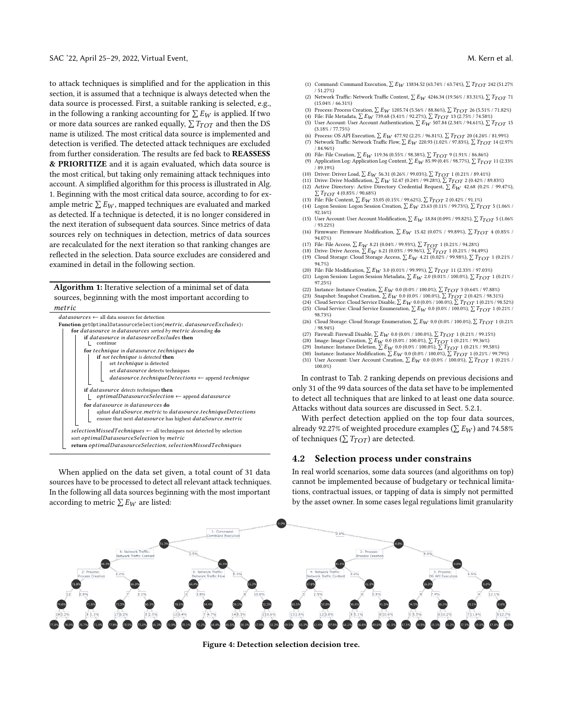to attack techniques is simplified and for the application in this section, it is assumed that a technique is always detected when the data source is processed. First, a suitable ranking is selected, e.g., in the following a ranking accounting for $\sum E_W$ is applied. If two or more data sources are ranked equally, $\sum T_{TOT}$ and then the DS name is utilized. The most critical data source is implemented and detection is verified. The detected attack techniques are excluded from further consideration. The results are fed back to **REASSESS & PRIORITIZE** and it is again evaluated, which data source is the most critical, but taking only remaining attack techniques into account. A simplified algorithm for this process is illustrated in Alg. 1. Beginning with the most critical data source, according to for example metric $\sum E_W$, mapped techniques are evaluated and marked as detected. If a technique is detected, it is no longer considered in the next iteration of subsequent data sources. Since metrics of data sources rely on techniques in detection, metrics of data sources are recalculated for the next iteration so that ranking changes are reflected in the selection. Data source excludes are considered and examined in detail in the following section.

**Algorithm 1:** Iterative selection of a minimal set of data sources, beginning with the most important according to *metric*

```
datasources ← all data sources for detection
Function getOptimalDatasourceSelection(metric, datasourceExcludes):
    for datasource in datasources sorted by metric decending do
        if datasource in datasourceExcludes then
            continue
        for technique in datasource.techniques do
            if not technique is detected then
                set technique is detected
                set datasource detects techniques
                datasource.techniqueDetections ← append technique
        if datasource detects techniques then
            optimalDatasourceSelection ← append datasource
        for datasource in datasources do
            ajdust dataSource.metric to datasource.techniqueDetections
            ensure that next datasource has highest dataSource.metric
    selectionMissedTechniques ← all techniques not detected by selection
    sort optimalDatasourceSelection by metric
    return optimalDatasourceSelection, selectionMissedTechniques
```

When applied on the data set given, a total count of 31 data sources have to be processed to detect all relevant attack techniques. In the following all data sources beginning with the most important according to metric $\sum E_W$ are listed:

(1) Command: Command Execution, $\sum E_W$ 13834.52 (63.74% / 63.74%), $\sum T_{TOT}$ 242 (51.27% / 51.27%)
(2) Network Traffic: Network Traffic Content, $\sum E_W$ 4246.34 (19.56% / 83.31%), $\sum T_{TOT}$ 71 (15.04% / 66.31%)
(3) Process: Process Creation, $\sum E_W$ 1205.74 (5.56% / 88.86%), $\sum T_{TOT}$ 26 (5.51% / 71.82%)
(4) File: File Metadata, $\sum E_W$ 739.68 (3.41% / 92.27%), $\sum T_{TOT}$ 13 (2.75% / 74.58%)
(5) User Account: User Account Authentication, $\sum E_W$ 507.84 (2.34% / 94.61%), $\sum T_{TOT}$ 15 (3.18% / 77.75%)
(6) Process: OS API Execution, $\sum E_W$ 477.92 (2.2% / 96.81%), $\sum T_{TOT}$ 20 (4.24% / 81.99%)
(7) Network Traffic: Network Traffic Flow, $\sum E_W$ 220.93 (1.02% / 97.83%), $\sum T_{TOT}$ 14 (2.97% / 84.96%)
(8) File: File Creation, $\sum E_W$ 119.36 (0.55% / 98.38%), $\sum T_{TOT}$ 9 (1.91% / 86.86%)
(9) Application Log: Application Log Content, $\sum E_W$ 85.99 (0.4% / 98.77%), $\sum T_{TOT}$ 11 (2.33% / 89.19%)
(10) Driver: Driver Load, $\sum E_W$ 56.31 (0.26% / 99.03%), $\sum T_{TOT}$ 1 (0.21% / 89.41%)
(11) Drive: Drive Modification, $\sum E_W$ 52.47 (0.24% / 99.28%), $\sum T_{TOT}$ 2 (0.42% / 89.83%)
(12) Active Directory: Active Directory Credential Request, $\sum E_W$ 42.68 (0.2% / 99.47%), $\sum T_{TOT}$ 4 (0.85% / 90.68%)
(13) File: File Content, $\sum E_W$ 33.05 (0.15% / 99.62%), $\sum T_{TOT}$ 2 (0.42% / 91.1%)
(14) Logon Session: Logon Session Creation, $\sum E_W$ 23.63 (0.11% / 99.73%), $\sum T_{TOT}$ 5 (1.06% / 92.16%)
(15) User Account: User Account Modification, $\sum E_W$ 18.84 (0.09% / 99.82%), $\sum T_{TOT}$ 5 (1.06% / 93.22%)
(16) Firmware: Firmware Modification, $\sum E_W$ 15.42 (0.07% / 99.89%), $\sum T_{TOT}$ 4 (0.85% / 94.07%)
(17) File: File Access, $\sum E_W$ 8.21 (0.04% / 99.93%), $\sum T_{TOT}$ 1 (0.21% / 94.28%)
(18) Drive: Drive Access, $\sum E_W$ 6.21 (0.03% / 99.96%), $\sum T_{TOT}$ 1 (0.21% / 94.49%)
(19) Cloud Storage: Cloud Storage Access, $\sum E_W$ 4.21 (0.02% / 99.98%), $\sum T_{TOT}$ 1 (0.21% / 94.7%)
(20) File: File Modification, $\sum E_W$ 3.0 (0.01% / 99.99%), $\sum T_{TOT}$ 11 (2.33% / 97.03%)
(21) Logon Session: Logon Session Metadata, $\sum E_W$ 2.0 (0.01% / 100.0%), $\sum T_{TOT}$ 1 (0.21% / 97.25%)
(22) Instance: Instance Creation, $\sum E_W$ 0.0 (0.0% / 100.0%), $\sum T_{TOT}$ 3 (0.64% / 97.88%)
(23) Snapshot: Snapshot Creation, $\sum E_W$ 0.0 (0.0% / 100.0%), $\sum T_{TOT}$ 2 (0.42% / 98.31%)
(24) Cloud Service: Cloud Service Disable, $\sum E_W$ 0.0 (0.0% / 100.0%), $\sum T_{TOT}$ 1 (0.21% / 98.52%)
(25) Cloud Service: Cloud Service Enumeration, $\sum E_W$ 0.0 (0.0% / 100.0%), $\sum T_{TOT}$ 1 (0.21% / 98.73%)
(26) Cloud Storage: Cloud Storage Enumeration, $\sum E_W$ 0.0 (0.0% / 100.0%), $\sum T_{TOT}$ 1 (0.21% / 98.94%)
(27) Firewall: Firewall Disable, $\sum E_W$ 0.0 (0.0% / 100.0%), $\sum T_{TOT}$ 1 (0.21% / 99.15%)
(28) Image: Image Creation, $\sum E_W$ 0.0 (0.0% / 100.0%), $\sum T_{TOT}$ 1 (0.21% / 99.36%)
(29) Instance: Instance Deletion, $\sum E_W$ 0.0 (0.0% / 100.0%), $\sum T_{TOT}$ 1 (0.21% / 99.58%)
(30) Instance: Instance Modification, $\sum E_W$ 0.0 (0.0% / 100.0%), $\sum T_{TOT}$ 1 (0.21% / 99.79%)
(31) User Account: User Account Creation, $\sum E_W$ 0.0 (0.0% / 100.0%), $\sum T_{TOT}$ 1 (0.21% / 100.0%)

In contrast to Tab. 2 ranking depends on previous decisions and only 31 of the 99 data sources of the data set have to be implemented to detect all techniques that are linked to at least one data source. Attacks without data sources are discussed in Sect. 5.2.1.

With perfect detection applied on the top four data sources, already 92.27% of weighted procedure examples ($\sum E_W$) and 74.58% of techniques ($\sum T_{TOT}$) are detected.

## 4.2 Selection process under constrains

In real world scenarios, some data sources (and algorithms on top) cannot be implemented because of budgetary or technical limitations, contractual issues, or tapping of data is simply not permitted by the asset owner. In some cases legal regulations limit granularity

**Figure 4: Detection selection decision tree.**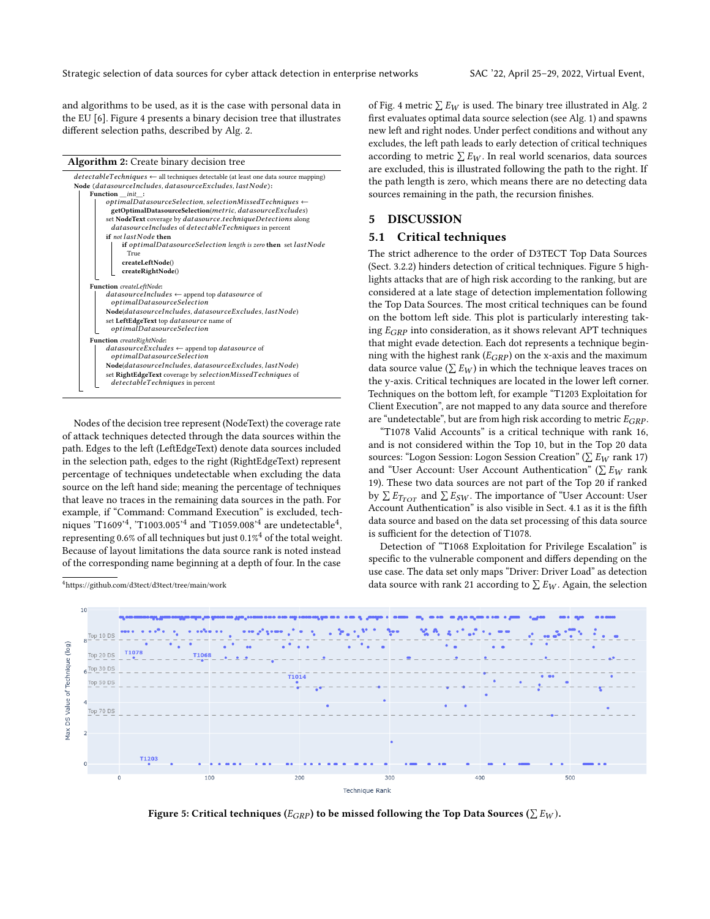and algorithms to be used, as it is the case with personal data in the EU [6]. Figure 4 presents a binary decision tree that illustrates different selection paths, described by Alg. 2.

**Algorithm 2:** Create binary decision tree

```
detectableTechniques ← all techniques detectable (at least one data source mapping)
Node (datasourceIncludes, datasourceExcludes, lastNode):
    Function __init__:
        optimalDatasourceSelection, selectionMissedTechniques ←
            getOptimalDatasourceSelection(metric, datasourceExcludes)
        set NodeText coverage by datasource.techniqueDetections along
            datasourceIncludes of detectableTechniques in percent
        if not lastNode then
            if optimalDatasourceSelection length is zero then set lastNode
              True
            createLeftNode()
            createRightNode()

    Function createLeftNode:
        datasourceIncludes ← append top datasource of
            optimalDatasourceSelection
        Node(datasourceIncludes, datasourceExcludes, lastNode)
        set LeftEdgeText top datasource name of
            optimalDatasourceSelection

    Function createRightNode:
        datasourceExcludes ← append top datasource of
            optimalDatasourceSelection
        Node(datasourceIncludes, datasourceExcludes, lastNode)
        set RightEdgeText coverage by selectionMissedTechniques of
            detectableTechniques in percent
```

Nodes of the decision tree represent (NodeText) the coverage rate of attack techniques detected through the data sources within the path. Edges to the left (LeftEdgeText) denote data sources included in the selection path, edges to the right (RightEdgeText) represent percentage of techniques undetectable when excluding the data source on the left hand side; meaning the percentage of techniques that leave no traces in the remaining data sources in the path. For example, if "Command: Command Execution" is excluded, techniques 'T1609'[4], 'T1003.005'[4] and 'T1059.008'[4] are undetectable[4], representing 0.6% of all techniques but just 0.1%[4] of the total weight. Because of layout limitations the data source rank is noted instead of the corresponding name beginning at a depth of four. In the case of Fig. 4 metric $\sum E_W$ is used. The binary tree illustrated in Alg. 2 first evaluates optimal data source selection (see Alg. 1) and spawns new left and right nodes. Under perfect conditions and without any excludes, the left path leads to early detection of critical techniques according to metric $\sum E_W$. In real world scenarios, data sources are excluded, this is illustrated following the path to the right. If the path length is zero, which means there are no detecting data sources remaining in the path, the recursion finishes.

[4] https://github.com/d3tect/d3tect/tree/main/work

## 5 DISCUSSION

### 5.1 Critical techniques

The strict adherence to the order of D3TECT Top Data Sources (Sect. 3.2.2) hinders detection of critical techniques. Figure 5 highlights attacks that are of high risk according to the ranking, but are considered at a late stage of detection implementation following the Top Data Sources. The most critical techniques can be found on the bottom left side. This plot is particularly interesting taking $E_{GRP}$ into consideration, as it shows relevant APT techniques that might evade detection. Each dot represents a technique beginning with the highest rank ($E_{GRP}$) on the x-axis and the maximum data source value ($\sum E_W$) in which the technique leaves traces on the y-axis. Critical techniques are located in the lower left corner. Techniques on the bottom left, for example "T1203 Exploitation for Client Execution", are not mapped to any data source and therefore are "undetectable", but are from high risk according to metric $E_{GRP}$.

"T1078 Valid Accounts" is a critical technique with rank 16, and is not considered within the Top 10, but in the Top 20 data sources: "Logon Session: Logon Session Creation" ($\sum E_W$ rank 17) and "User Account: User Account Authentication" ($\sum E_W$ rank 19). These two data sources are not part of the Top 20 if ranked by $\sum E_{T_{TOT}}$ and $\sum E_{SW}$. The importance of "User Account: User Account Authentication" is also visible in Sect. 4.1 as it is the fifth data source and based on the data set processing of this data source is sufficient for the detection of T1078.

Detection of "T1068 Exploitation for Privilege Escalation" is specific to the vulnerable component and differs depending on the use case. The data set only maps "Driver: Driver Load" as detection data source with rank 21 according to $\sum E_W$. Again, the selection

**Figure 5: Critical techniques ($E_{GRP}$) to be missed following the Top Data Sources ($\sum E_W$).**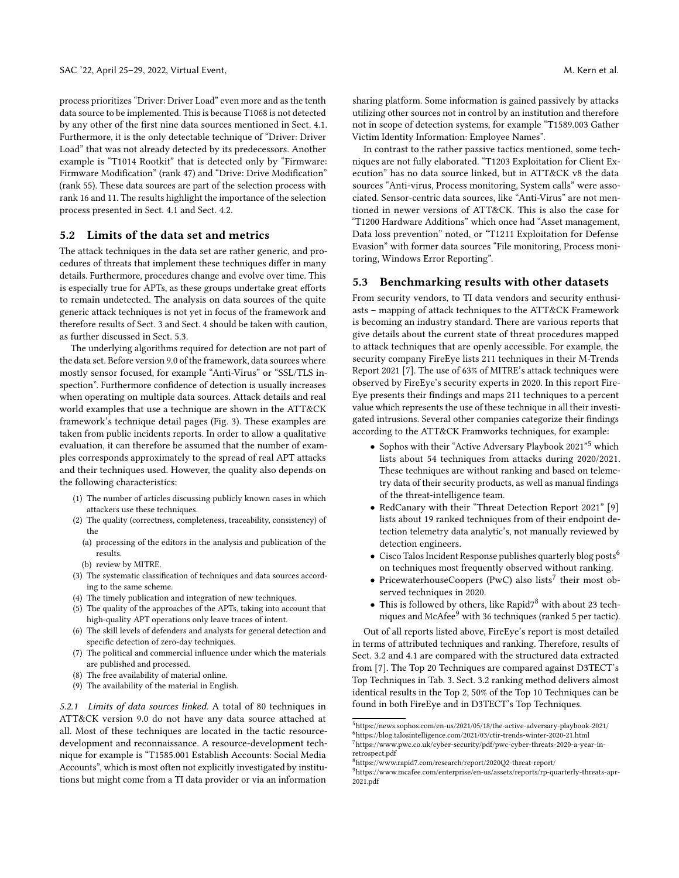process prioritizes "Driver: Driver Load" even more and as the tenth data source to be implemented. This is because T1068 is not detected by any other of the first nine data sources mentioned in Sect. 4.1. Furthermore, it is the only detectable technique of "Driver: Driver Load" that was not already detected by its predecessors. Another example is "T1014 Rootkit" that is detected only by "Firmware: Firmware Modification" (rank 47) and "Drive: Drive Modification" (rank 55). These data sources are part of the selection process with rank 16 and 11. The results highlight the importance of the selection process presented in Sect. 4.1 and Sect. 4.2.

## 5.2 Limits of the data set and metrics

The attack techniques in the data set are rather generic, and procedures of threats that implement these techniques differ in many details. Furthermore, procedures change and evolve over time. This is especially true for APTs, as these groups undertake great efforts to remain undetected. The analysis on data sources of the quite generic attack techniques is not yet in focus of the framework and therefore results of Sect. 3 and Sect. 4 should be taken with caution, as further discussed in Sect. 5.3.

The underlying algorithms required for detection are not part of the data set. Before version 9.0 of the framework, data sources where mostly sensor focused, for example "Anti-Virus" or "SSL/TLS inspection". Furthermore confidence of detection is usually increases when operating on multiple data sources. Attack details and real world examples that use a technique are shown in the ATT&CK framework's technique detail pages (Fig. 3). These examples are taken from public incidents reports. In order to allow a qualitative evaluation, it can therefore be assumed that the number of examples corresponds approximately to the spread of real APT attacks and their techniques used. However, the quality also depends on the following characteristics:

1. The number of articles discussing publicly known cases in which attackers use these techniques.
2. The quality (correctness, completeness, traceability, consistency) of the
   - (a) processing of the editors in the analysis and publication of the results.
   - (b) review by MITRE.
3. The systematic classification of techniques and data sources according to the same scheme.
4. The timely publication and integration of new techniques.
5. The quality of the approaches of the APTs, taking into account that high-quality APT operations only leave traces of intent.
6. The skill levels of defenders and analysts for general detection and specific detection of zero-day techniques.
7. The political and commercial influence under which the materials are published and processed.
8. The free availability of material online.
9. The availability of the material in English.

#### *5.2.1 Limits of data sources linked.*

A total of 80 techniques in ATT&CK version 9.0 do not have any data source attached at all. Most of these techniques are located in the tactic resource-development and reconnaissance. A resource-development technique for example is "T1585.001 Establish Accounts: Social Media Accounts", which is most often not explicitly investigated by institutions but might come from a TI data provider or via an information sharing platform. Some information is gained passively by attacks utilizing other sources not in control by an institution and therefore not in scope of detection systems, for example "T1589.003 Gather Victim Identity Information: Employee Names".

In contrast to the rather passive tactics mentioned, some techniques are not fully elaborated. "T1203 Exploitation for Client Execution" has no data source linked, but in ATT&CK v8 the data sources "Anti-virus, Process monitoring, System calls" were associated. Sensor-centric data sources, like "Anti-Virus" are not mentioned in newer versions of ATT&CK. This is also the case for "T1200 Hardware Additions" which once had "Asset management, Data loss prevention" noted, or "T1211 Exploitation for Defense Evasion" with former data sources "File monitoring, Process monitoring, Windows Error Reporting".

## 5.3 Benchmarking results with other datasets

From security vendors, to TI data vendors and security enthusiasts – mapping of attack techniques to the ATT&CK Framework is becoming an industry standard. There are various reports that give details about the current state of threat procedures mapped to attack techniques that are openly accessible. For example, the security company FireEye lists 211 techniques in their M-Trends Report 2021 [7]. The use of 63% of MITRE's attack techniques were observed by FireEye's security experts in 2020. In this report FireEye presents their findings and maps 211 techniques to a percent value which represents the use of these technique in all their investigated intrusions. Several other companies categorize their findings according to the ATT&CK Framworks techniques, for example:

- Sophos with their "Active Adversary Playbook 2021"[5] which lists about 54 techniques from attacks during 2020/2021. These techniques are without ranking and based on telemetry data of their security products, as well as manual findings of the threat-intelligence team.
- RedCanary with their "Threat Detection Report 2021" [9] lists about 19 ranked techniques from of their endpoint detection telemetry data analytic's, not manually reviewed by detection engineers.
- Cisco Talos Incident Response publishes quarterly blog posts[6] on techniques most frequently observed without ranking.
- PricewaterhouseCoopers (PwC) also lists[7] their most observed techniques in 2020.
- This is followed by others, like Rapid7[8] with about 23 techniques and McAfee[9] with 36 techniques (ranked 5 per tactic).

Out of all reports listed above, FireEye's report is most detailed in terms of attributed techniques and ranking. Therefore, results of Sect. 3.2 and 4.1 are compared with the structured data extracted from [7]. The Top 20 Techniques are compared against D3TECT's Top Techniques in Tab. 3. Sect. 3.2 ranking method delivers almost identical results in the Top 2, 50% of the Top 10 Techniques can be found in both FireEye and in D3TECT's Top Techniques.

[5] https://news.sophos.com/en-us/2021/05/18/the-active-adversary-playbook-2021/
[6] https://blog.talosintelligence.com/2021/03/ctir-trends-winter-2020-21.html
[7] https://www.pwc.co.uk/cyber-security/pdf/pwc-cyber-threats-2020-a-year-in-retrospect.pdf
[8] https://www.rapid7.com/research/report/2020Q2-threat-report/
[9] https://www.mcafee.com/enterprise/en-us/assets/reports/rp-quarterly-threats-apr-2021.pdf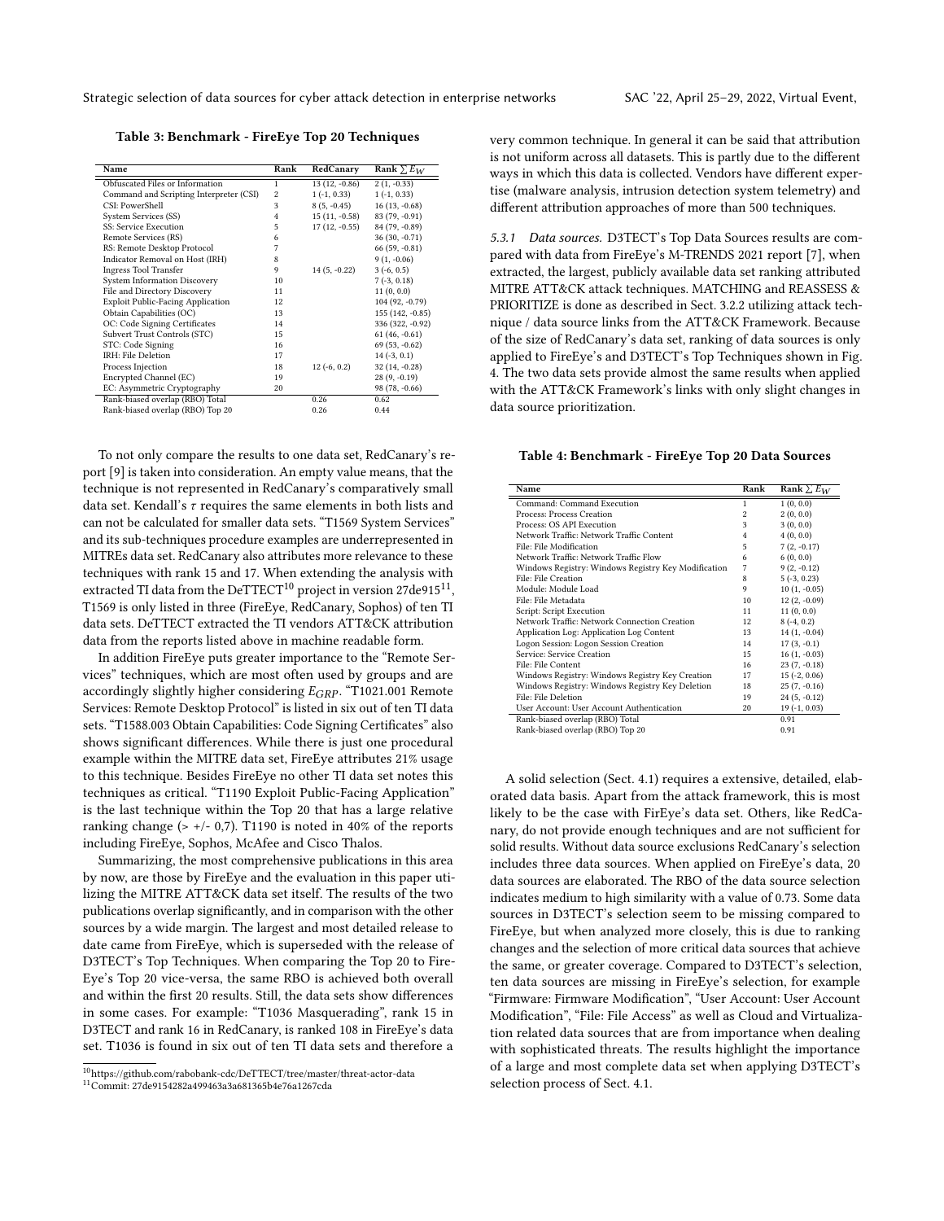**Table 3: Benchmark - FireEye Top 20 Techniques**

| Name | Rank | RedCanary | Rank $\sum E_W$ |
|---|---|---|---|
| Obfuscated Files or Information | 1 | 13 (12, -0.86) | 2 (1, -0.33) |
| Command and Scripting Interpreter (CSI) | 2 | 1 (-1, 0.33) | 1 (-1, 0.33) |
| CSI: PowerShell | 3 | 8 (5, -0.45) | 16 (13, -0.68) |
| System Services (SS) | 4 | 15 (11, -0.58) | 83 (79, -0.91) |
| SS: Service Execution | 5 | 17 (12, -0.55) | 84 (79, -0.89) |
| Remote Services (RS) | 6 | | 36 (30, -0.71) |
| RS: Remote Desktop Protocol | 7 | | 66 (59, -0.81) |
| Indicator Removal on Host (IRH) | 8 | | 9 (1, -0.06) |
| Ingress Tool Transfer | 9 | 14 (5, -0.22) | 3 (-6, 0.5) |
| System Information Discovery | 10 | | 7 (-3, 0.18) |
| File and Directory Discovery | 11 | | 11 (0, 0.0) |
| Exploit Public-Facing Application | 12 | | 104 (92, -0.79) |
| Obtain Capabilities (OC) | 13 | | 155 (142, -0.85) |
| OC: Code Signing Certificates | 14 | | 336 (322, -0.92) |
| Subvert Trust Controls (STC) | 15 | | 61 (46, -0.61) |
| STC: Code Signing | 16 | | 69 (53, -0.62) |
| IRH: File Deletion | 17 | | 14 (-3, 0.1) |
| Process Injection | 18 | 12 (-6, 0.2) | 32 (14, -0.28) |
| Encrypted Channel (EC) | 19 | | 28 (9, -0.19) |
| EC: Asymmetric Cryptography | 20 | | 98 (78, -0.66) |
| Rank-biased overlap (RBO) Total | | 0.26 | 0.62 |
| Rank-biased overlap (RBO) Top 20 | | 0.26 | 0.44 |

To not only compare the results to one data set, RedCanary's report [9] is taken into consideration. An empty value means, that the technique is not represented in RedCanary's comparatively small data set. Kendall's $\tau$ requires the same elements in both lists and can not be calculated for smaller data sets. "T1569 System Services" and its sub-techniques procedure examples are underrepresented in MITREs data set. RedCanary also attributes more relevance to these techniques with rank 15 and 17. When extending the analysis with extracted TI data from the DeTTECT[10] project in version 27de915[11], T1569 is only listed in three (FireEye, RedCanary, Sophos) of ten TI data sets. DeTTECT extracted the TI vendors ATT&CK attribution data from the reports listed above in machine readable form.

In addition FireEye puts greater importance to the "Remote Services" techniques, which are most often used by groups and are accordingly slightly higher considering $E_{GRP}$. "T1021.001 Remote Services: Remote Desktop Protocol" is listed in six out of ten TI data sets. "T1588.003 Obtain Capabilities: Code Signing Certificates" also shows significant differences. While there is just one procedural example within the MITRE data set, FireEye attributes 21% usage to this technique. Besides FireEye no other TI data set notes this techniques as critical. "T1190 Exploit Public-Facing Application" is the last technique within the Top 20 that has a large relative ranking change (> +/- 0,7). T1190 is noted in 40% of the reports including FireEye, Sophos, McAfee and Cisco Thalos.

Summarizing, the most comprehensive publications in this area by now, are those by FireEye and the evaluation in this paper utilizing the MITRE ATT&CK data set itself. The results of the two publications overlap significantly, and in comparison with the other sources by a wide margin. The largest and most detailed release to date came from FireEye, which is superseded with the release of D3TECT's Top Techniques. When comparing the Top 20 to FireEye's Top 20 vice-versa, the same RBO is achieved both overall and within the first 20 results. Still, the data sets show differences in some cases. For example: "T1036 Masquerading", rank 15 in D3TECT and rank 16 in RedCanary, is ranked 108 in FireEye's data set. T1036 is found in six out of ten TI data sets and therefore a very common technique. In general it can be said that attribution is not uniform across all datasets. This is partly due to the different ways in which this data is collected. Vendors have different expertise (malware analysis, intrusion detection system telemetry) and different attribution approaches of more than 500 techniques.

[10] https://github.com/rabobank-cdc/DeTTECT/tree/master/threat-actor-data
[11] Commit: 27de9154282a499463a3a681365b4e76a1267cda

*5.3.1 Data sources.* D3TECT's Top Data Sources results are compared with data from FireEye's M-TRENDS 2021 report [7], when extracted, the largest, publicly available data set ranking attributed MITRE ATT&CK attack techniques. MATCHING and REASSESS & PRIORITIZE is done as described in Sect. 3.2.2 utilizing attack technique / data source links from the ATT&CK Framework. Because of the size of RedCanary's data set, ranking of data sources is only applied to FireEye's and D3TECT's Top Techniques shown in Fig. 4. The two data sets provide almost the same results when applied with the ATT&CK Framework's links with only slight changes in data source prioritization.

**Table 4: Benchmark - FireEye Top 20 Data Sources**

| Name | Rank | Rank $\sum E_W$ |
|---|---|---|
| Command: Command Execution | 1 | 1 (0, 0.0) |
| Process: Process Creation | 2 | 2 (0, 0.0) |
| Process: OS API Execution | 3 | 3 (0, 0.0) |
| Network Traffic: Network Traffic Content | 4 | 4 (0, 0.0) |
| File: File Modification | 5 | 7 (2, -0.17) |
| Network Traffic: Network Traffic Flow | 6 | 6 (0, 0.0) |
| Windows Registry: Windows Registry Key Modification | 7 | 9 (2, -0.12) |
| File: File Creation | 8 | 5 (-3, 0.23) |
| Module: Module Load | 9 | 10 (1, -0.05) |
| File: File Metadata | 10 | 12 (2, -0.09) |
| Script: Script Execution | 11 | 11 (0, 0.0) |
| Network Traffic: Network Connection Creation | 12 | 8 (-4, 0.2) |
| Application Log: Application Log Content | 13 | 14 (1, -0.04) |
| Logon Session: Logon Session Creation | 14 | 17 (3, -0.1) |
| Service: Service Creation | 15 | 16 (1, -0.03) |
| File: File Content | 16 | 23 (7, -0.18) |
| Windows Registry: Windows Registry Key Creation | 17 | 15 (-2, 0.06) |
| Windows Registry: Windows Registry Key Deletion | 18 | 25 (7, -0.16) |
| File: File Deletion | 19 | 24 (5, -0.12) |
| User Account: User Account Authentication | 20 | 19 (-1, 0.03) |
| Rank-biased overlap (RBO) Total | | 0.91 |
| Rank-biased overlap (RBO) Top 20 | | 0.91 |

A solid selection (Sect. 4.1) requires a extensive, detailed, elaborated data basis. Apart from the attack framework, this is most likely to be the case with FirEye's data set. Others, like RedCanary, do not provide enough techniques and are not sufficient for solid results. Without data source exclusions RedCanary's selection includes three data sources. When applied on FireEye's data, 20 data sources are elaborated. The RBO of the data source selection indicates medium to high similarity with a value of 0.73. Some data sources in D3TECT's selection seem to be missing compared to FireEye, but when analyzed more closely, this is due to ranking changes and the selection of more critical data sources that achieve the same, or greater coverage. Compared to D3TECT's selection, ten data sources are missing in FireEye's selection, for example "Firmware: Firmware Modification", "User Account: User Account Modification", "File: File Access" as well as Cloud and Virtualization related data sources that are from importance when dealing with sophisticated threats. The results highlight the importance of a large and most complete data set when applying D3TECT's selection process of Sect. 4.1.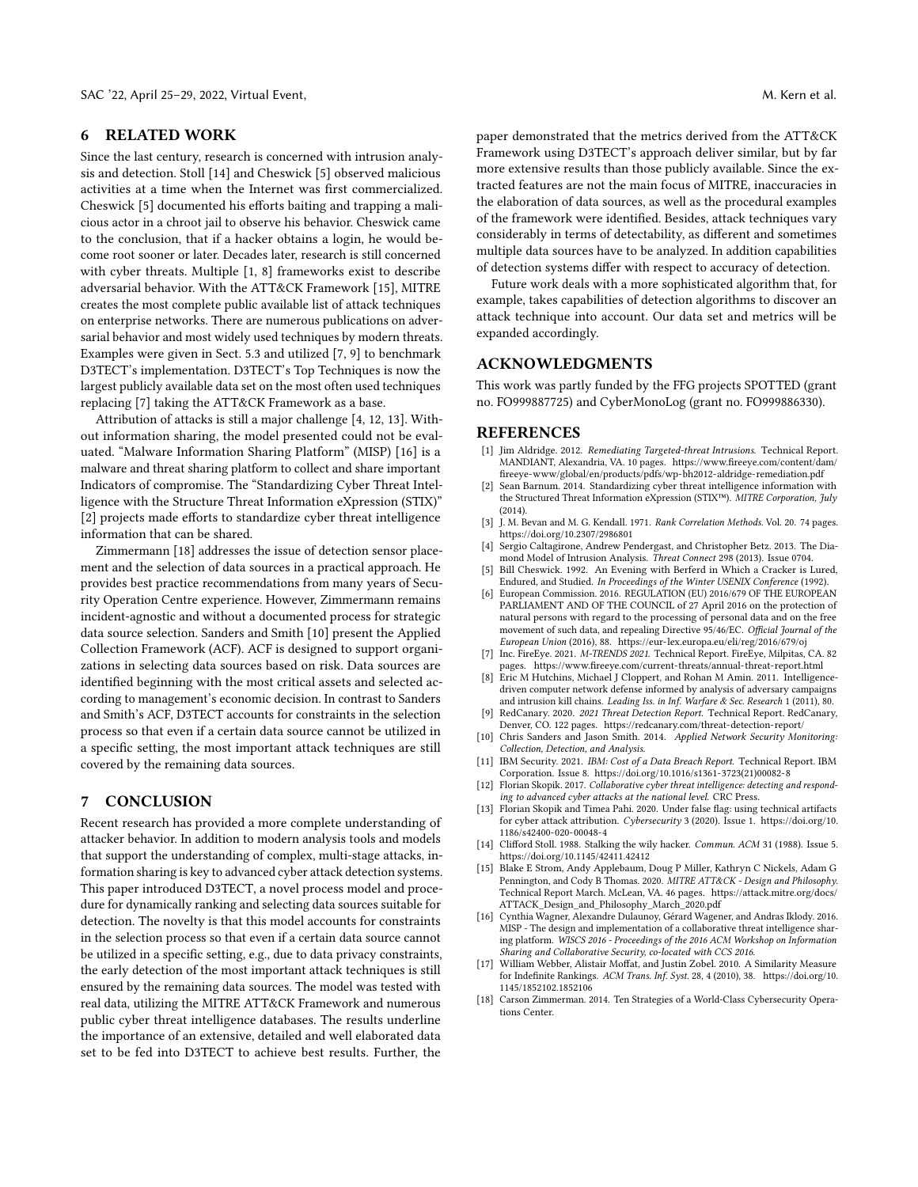## 6 RELATED WORK

Since the last century, research is concerned with intrusion analysis and detection. Stoll [14] and Cheswick [5] observed malicious activities at a time when the Internet was first commercialized. Cheswick [5] documented his efforts baiting and trapping a malicious actor in a chroot jail to observe his behavior. Cheswick came to the conclusion, that if a hacker obtains a login, he would become root sooner or later. Decades later, research is still concerned with cyber threats. Multiple [1, 8] frameworks exist to describe adversarial behavior. With the ATT&CK Framework [15], MITRE creates the most complete public available list of attack techniques on enterprise networks. There are numerous publications on adversarial behavior and most widely used techniques by modern threats. Examples were given in Sect. 5.3 and utilized [7, 9] to benchmark D3TECT's implementation. D3TECT's Top Techniques is now the largest publicly available data set on the most often used techniques replacing [7] taking the ATT&CK Framework as a base.

Attribution of attacks is still a major challenge [4, 12, 13]. Without information sharing, the model presented could not be evaluated. "Malware Information Sharing Platform" (MISP) [16] is a malware and threat sharing platform to collect and share important Indicators of compromise. The "Standardizing Cyber Threat Intelligence with the Structure Threat Information eXpression (STIX)" [2] projects made efforts to standardize cyber threat intelligence information that can be shared.

Zimmermann [18] addresses the issue of detection sensor placement and the selection of data sources in a practical approach. He provides best practice recommendations from many years of Security Operation Centre experience. However, Zimmermann remains incident-agnostic and without a documented process for strategic data source selection. Sanders and Smith [10] present the Applied Collection Framework (ACF). ACF is designed to support organizations in selecting data sources based on risk. Data sources are identified beginning with the most critical assets and selected according to management's economic decision. In contrast to Sanders and Smith's ACF, D3TECT accounts for constraints in the selection process so that even if a certain data source cannot be utilized in a specific setting, the most important attack techniques are still covered by the remaining data sources.

## 7 CONCLUSION

Recent research has provided a more complete understanding of attacker behavior. In addition to modern analysis tools and models that support the understanding of complex, multi-stage attacks, information sharing is key to advanced cyber attack detection systems. This paper introduced D3TECT, a novel process model and procedure for dynamically ranking and selecting data sources suitable for detection. The novelty is that this model accounts for constraints in the selection process so that even if a certain data source cannot be utilized in a specific setting, e.g., due to data privacy constraints, the early detection of the most important attack techniques is still ensured by the remaining data sources. The model was tested with real data, utilizing the MITRE ATT&CK Framework and numerous public cyber threat intelligence databases. The results underline the importance of an extensive, detailed and well elaborated data set to be fed into D3TECT to achieve best results. Further, the paper demonstrated that the metrics derived from the ATT&CK Framework using D3TECT's approach deliver similar, but by far more extensive results than those publicly available. Since the extracted features are not the main focus of MITRE, inaccuracies in the elaboration of data sources, as well as the procedural examples of the framework were identified. Besides, attack techniques vary considerably in terms of detectability, as different and sometimes multiple data sources have to be analyzed. In addition capabilities of detection systems differ with respect to accuracy of detection.

Future work deals with a more sophisticated algorithm that, for example, takes capabilities of detection algorithms to discover an attack technique into account. Our data set and metrics will be expanded accordingly.

## ACKNOWLEDGMENTS

This work was partly funded by the FFG projects SPOTTED (grant no. FO999887725) and CyberMonoLog (grant no. FO999886330).

## REFERENCES

- [1] Jim Aldridge. 2012. *Remediating Targeted-threat Intrusions.* Technical Report. MANDIANT, Alexandria, VA. 10 pages. https://www.fireeye.com/content/dam/fireeye-www/global/en/products/pdfs/wp-bh2012-aldridge-remediation.pdf
- [2] Sean Barnum. 2014. Standardizing cyber threat intelligence information with the Structured Threat Information eXpression (STIX™). *MITRE Corporation, July* (2014).
- [3] J. M. Bevan and M. G. Kendall. 1971. *Rank Correlation Methods.* Vol. 20. 74 pages. https://doi.org/10.2307/2986801
- [4] Sergio Caltagirone, Andrew Pendergast, and Christopher Betz. 2013. The Diamond Model of Intrusion Analysis. *Threat Connect* 298 (2013). Issue 0704.
- [5] Bill Cheswick. 1992. An Evening with Berferd in Which a Cracker is Lured, Endured, and Studied. *In Proceedings of the Winter USENIX Conference* (1992).
- [6] European Commission. 2016. REGULATION (EU) 2016/679 OF THE EUROPEAN PARLIAMENT AND OF THE COUNCIL of 27 April 2016 on the protection of natural persons with regard to the processing of personal data and on the free movement of such data, and repealing Directive 95/46/EC. *Official Journal of the European Union* (2016), 88. https://eur-lex.europa.eu/eli/reg/2016/679/oj
- [7] Inc. FireEye. 2021. *M-TRENDS 2021.* Technical Report. FireEye, Milpitas, CA. 82 pages. https://www.fireeye.com/current-threats/annual-threat-report.html
- [8] Eric M Hutchins, Michael J Cloppert, and Rohan M Amin. 2011. Intelligence-driven computer network defense informed by analysis of adversary campaigns and intrusion kill chains. *Leading Iss. in Inf. Warfare & Sec. Research* 1 (2011), 80.
- [9] RedCanary. 2020. *2021 Threat Detection Report.* Technical Report. RedCanary, Denver, CO. 122 pages. https://redcanary.com/threat-detection-report/
- [10] Chris Sanders and Jason Smith. 2014. *Applied Network Security Monitoring: Collection, Detection, and Analysis.*
- [11] IBM Security. 2021. *IBM: Cost of a Data Breach Report.* Technical Report. IBM Corporation. Issue 8. https://doi.org/10.1016/s1361-3723(21)00082-8
- [12] Florian Skopik. 2017. *Collaborative cyber threat intelligence: detecting and responding to advanced cyber attacks at the national level.* CRC Press.
- [13] Florian Skopik and Timea Pahi. 2020. Under false flag: using technical artifacts for cyber attack attribution. *Cybersecurity* 3 (2020). Issue 1. https://doi.org/10.1186/s42400-020-00048-4
- [14] Clifford Stoll. 1988. Stalking the wily hacker. *Commun. ACM* 31 (1988). Issue 5. https://doi.org/10.1145/42411.42412
- [15] Blake E Strom, Andy Applebaum, Doug P Miller, Kathryn C Nickels, Adam G Pennington, and Cody B Thomas. 2020. *MITRE ATT&CK - Design and Philosophy.* Technical Report March. McLean, VA. 46 pages. https://attack.mitre.org/docs/ATTACK_Design_and_Philosophy_March_2020.pdf
- [16] Cynthia Wagner, Alexandre Dulaunoy, Gérard Wagener, and Andras Iklody. 2016. MISP - The design and implementation of a collaborative threat intelligence sharing platform. *WISCS 2016 - Proceedings of the 2016 ACM Workshop on Information Sharing and Collaborative Security, co-located with CCS 2016.*
- [17] William Webber, Alistair Moffat, and Justin Zobel. 2010. A Similarity Measure for Indefinite Rankings. *ACM Trans. Inf. Syst.* 28, 4 (2010), 38. https://doi.org/10.1145/1852102.1852106
- [18] Carson Zimmerman. 2014. Ten Strategies of a World-Class Cybersecurity Operations Center.